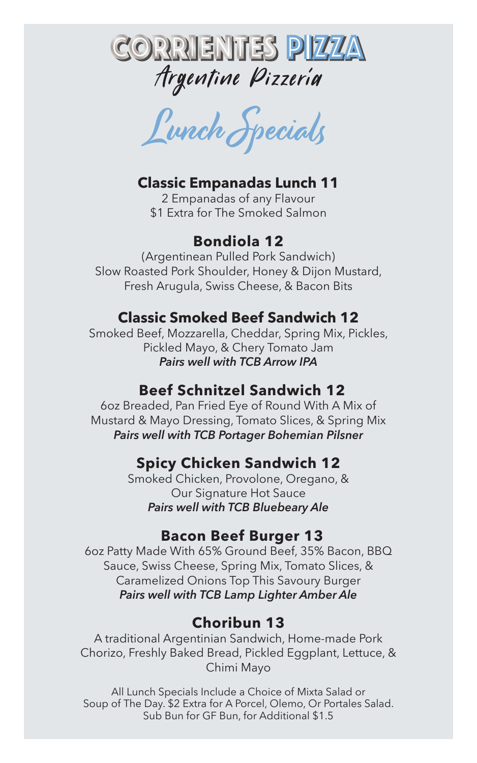# CORRIENTES PIZZA

## Argentine Pizzería

## Lunch Specials

### Classic Empanadas Lunch 11

2 Empanadas of any Flavour
$1 Extra for The Smoked Salmon

### Bondiola 12

(Argentinean Pulled Pork Sandwich)
Slow Roasted Pork Shoulder, Honey & Dijon Mustard, Fresh Arugula, Swiss Cheese, & Bacon Bits

### Classic Smoked Beef Sandwich 12

Smoked Beef, Mozzarella, Cheddar, Spring Mix, Pickles, Pickled Mayo, & Chery Tomato Jam
***Pairs well with TCB Arrow IPA***

### Beef Schnitzel Sandwich 12

6oz Breaded, Pan Fried Eye of Round With A Mix of Mustard & Mayo Dressing, Tomato Slices, & Spring Mix
***Pairs well with TCB Portager Bohemian Pilsner***

### Spicy Chicken Sandwich 12

Smoked Chicken, Provolone, Oregano, & Our Signature Hot Sauce
***Pairs well with TCB Bluebeary Ale***

### Bacon Beef Burger 13

6oz Patty Made With 65% Ground Beef, 35% Bacon, BBQ Sauce, Swiss Cheese, Spring Mix, Tomato Slices, & Caramelized Onions Top This Savoury Burger
***Pairs well with TCB Lamp Lighter Amber Ale***

### Choribun 13

A traditional Argentinian Sandwich, Home-made Pork Chorizo, Freshly Baked Bread, Pickled Eggplant, Lettuce, & Chimi Mayo

All Lunch Specials Include a Choice of Mixta Salad or Soup of The Day. $2 Extra for A Porcel, Olemo, Or Portales Salad. Sub Bun for GF Bun, for Additional $1.5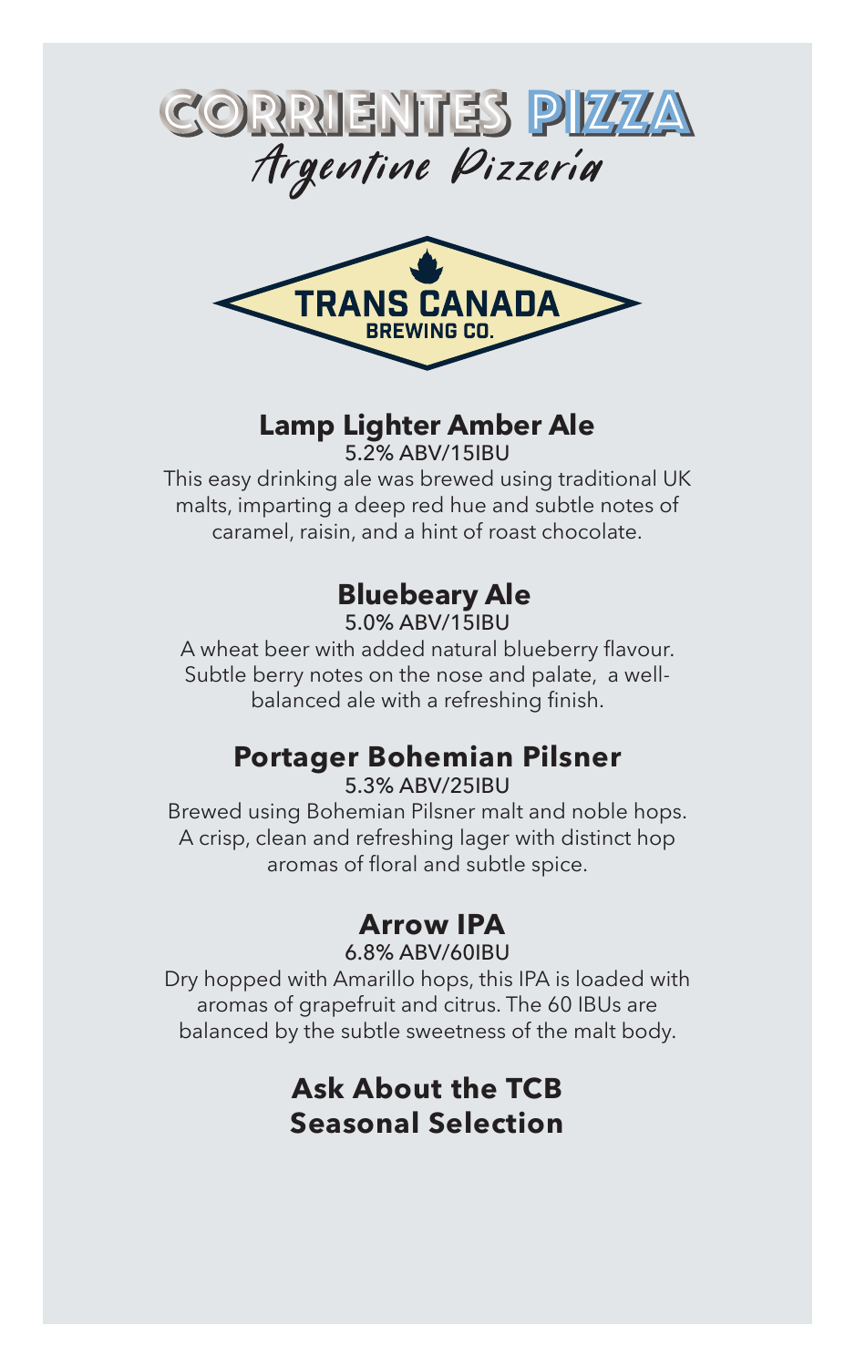# CORRIENTES PIZZA

*Argentine Pizzería*

TRANS CANADA
BREWING CO.

### Lamp Lighter Amber Ale

5.2% ABV/15IBU

This easy drinking ale was brewed using traditional UK malts, imparting a deep red hue and subtle notes of caramel, raisin, and a hint of roast chocolate.

### Bluebeary Ale

5.0% ABV/15IBU

A wheat beer with added natural blueberry flavour. Subtle berry notes on the nose and palate, a well-balanced ale with a refreshing finish.

### Portager Bohemian Pilsner

5.3% ABV/25IBU

Brewed using Bohemian Pilsner malt and noble hops. A crisp, clean and refreshing lager with distinct hop aromas of floral and subtle spice.

### Arrow IPA

6.8% ABV/60IBU

Dry hopped with Amarillo hops, this IPA is loaded with aromas of grapefruit and citrus. The 60 IBUs are balanced by the subtle sweetness of the malt body.

### Ask About the TCB Seasonal Selection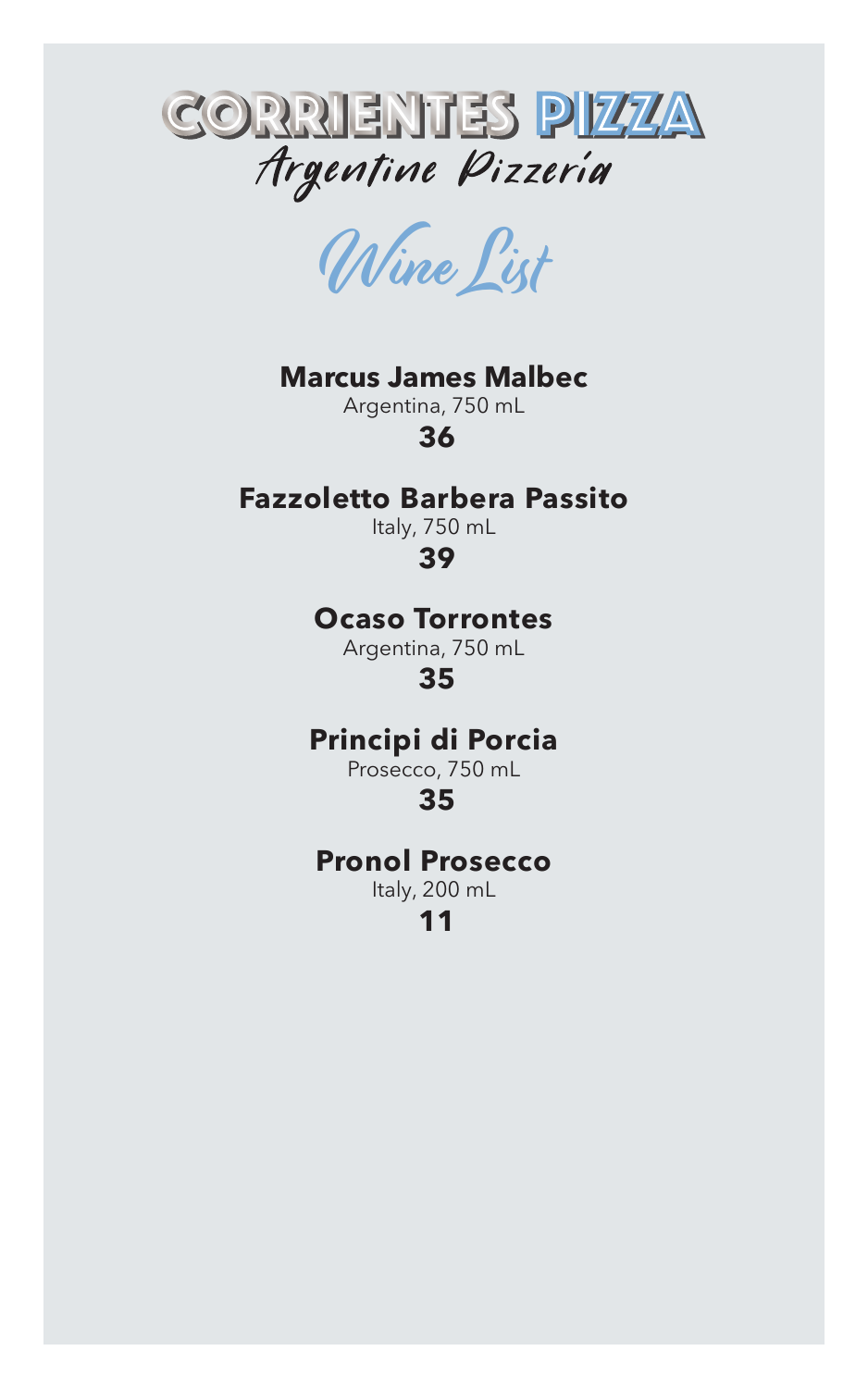# CORRIENTES PIZZA

*Argentine Pizzeria*

## *Wine List*

**Marcus James Malbec**
Argentina, 750 mL
**36**

**Fazzoletto Barbera Passito**
Italy, 750 mL
**39**

**Ocaso Torrontes**
Argentina, 750 mL
**35**

**Principi di Porcia**
Prosecco, 750 mL
**35**

**Pronol Prosecco**
Italy, 200 mL
**11**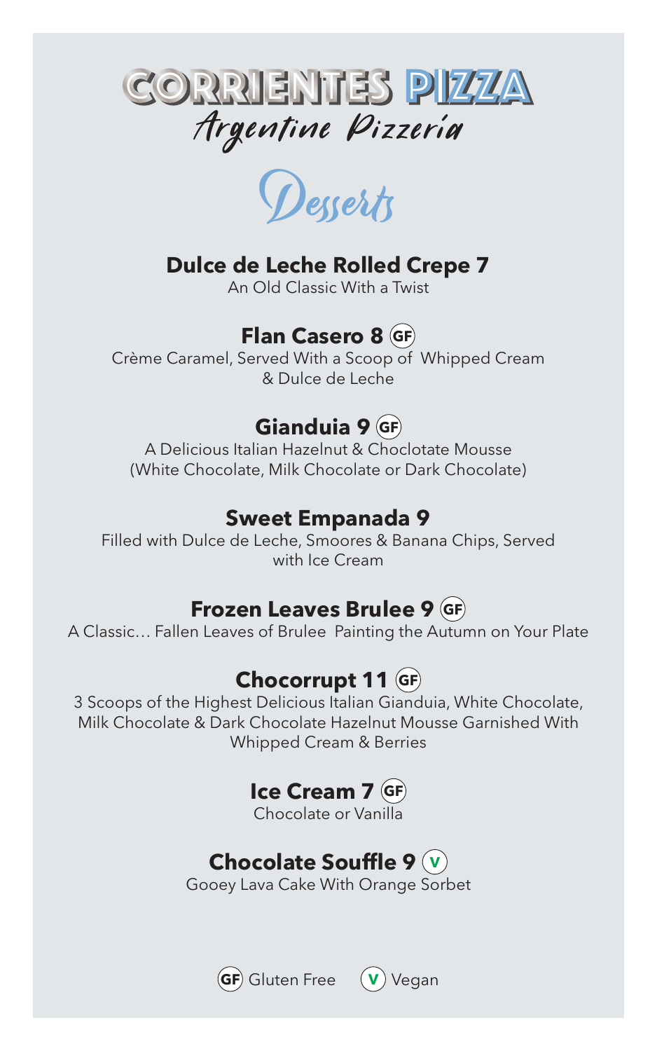# CORRIENTES PIZZA

*Argentine Pizzeria*

## Desserts

### Dulce de Leche Rolled Crepe 7

An Old Classic With a Twist

### Flan Casero 8 (GF)

Crème Caramel, Served With a Scoop of Whipped Cream & Dulce de Leche

### Gianduia 9 (GF)

A Delicious Italian Hazelnut & Choclotate Mousse (White Chocolate, Milk Chocolate or Dark Chocolate)

### Sweet Empanada 9

Filled with Dulce de Leche, Smoores & Banana Chips, Served with Ice Cream

### Frozen Leaves Brulee 9 (GF)

A Classic… Fallen Leaves of Brulee Painting the Autumn on Your Plate

### Chocorrupt 11 (GF)

3 Scoops of the Highest Delicious Italian Gianduia, White Chocolate, Milk Chocolate & Dark Chocolate Hazelnut Mousse Garnished With Whipped Cream & Berries

### Ice Cream 7 (GF)

Chocolate or Vanilla

### Chocolate Souffle 9 (V)

Gooey Lava Cake With Orange Sorbet

(GF) Gluten Free (V) Vegan